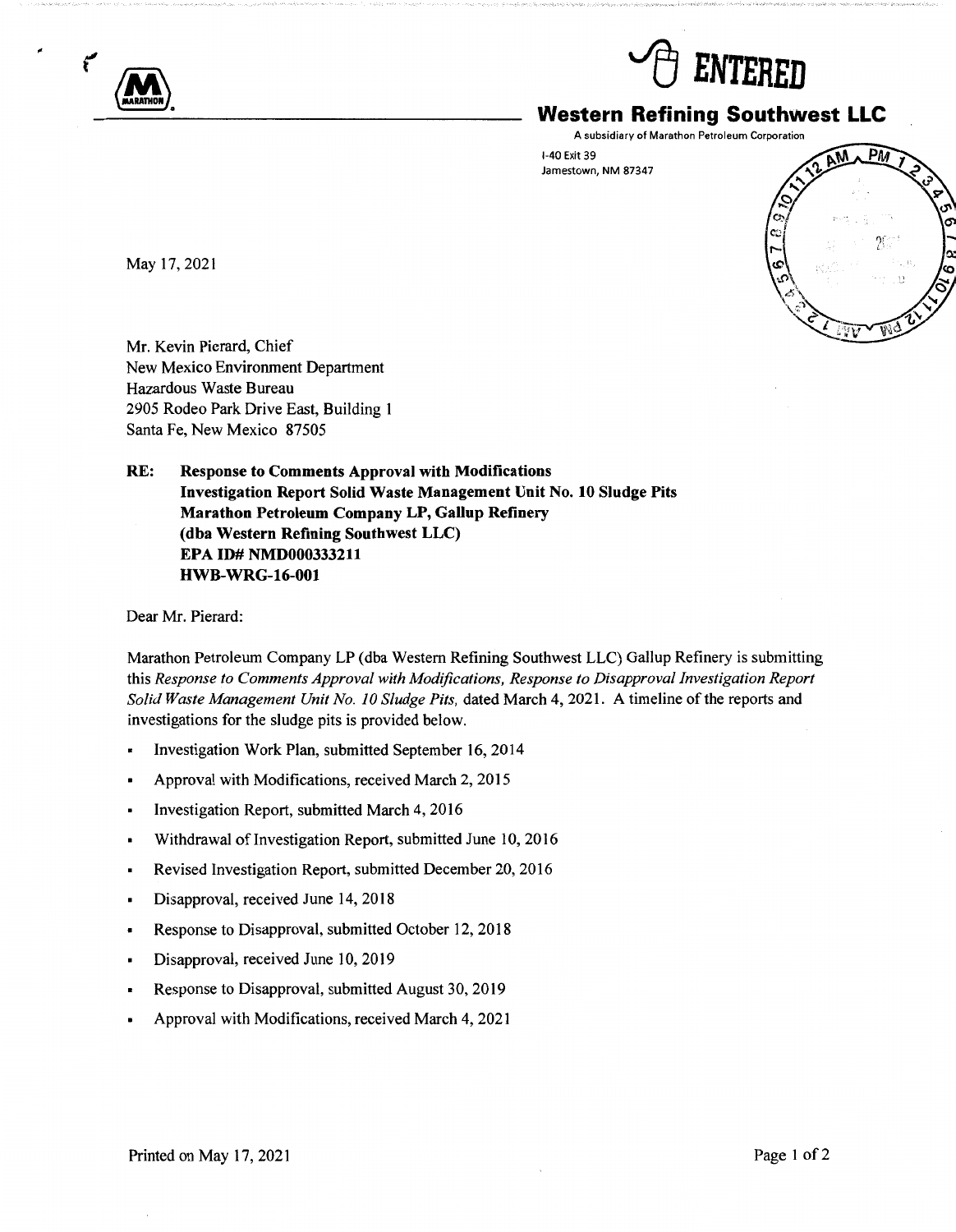ENTERED

**Western Refining Southwest LLC**

A subsidiary of Marathon Petroleum Corporation

I-40 Exit 39
Jamestown, NM 87347

May 17, 2021

Mr. Kevin Pierard, Chief
New Mexico Environment Department
Hazardous Waste Bureau
2905 Rodeo Park Drive East, Building 1
Santa Fe, New Mexico 87505

**RE: Response to Comments Approval with Modifications**
**Investigation Report Solid Waste Management Unit No. 10 Sludge Pits**
**Marathon Petroleum Company LP, Gallup Refinery**
**(dba Western Refining Southwest LLC)**
**EPA ID# NMD000333211**
**HWB-WRG-16-001**

Dear Mr. Pierard:

Marathon Petroleum Company LP (dba Western Refining Southwest LLC) Gallup Refinery is submitting this *Response to Comments Approval with Modifications, Response to Disapproval Investigation Report Solid Waste Management Unit No. 10 Sludge Pits,* dated March 4, 2021. A timeline of the reports and investigations for the sludge pits is provided below.

- Investigation Work Plan, submitted September 16, 2014
- Approval with Modifications, received March 2, 2015
- Investigation Report, submitted March 4, 2016
- Withdrawal of Investigation Report, submitted June 10, 2016
- Revised Investigation Report, submitted December 20, 2016
- Disapproval, received June 14, 2018
- Response to Disapproval, submitted October 12, 2018
- Disapproval, received June 10, 2019
- Response to Disapproval, submitted August 30, 2019
- Approval with Modifications, received March 4, 2021

Printed on May 17, 2021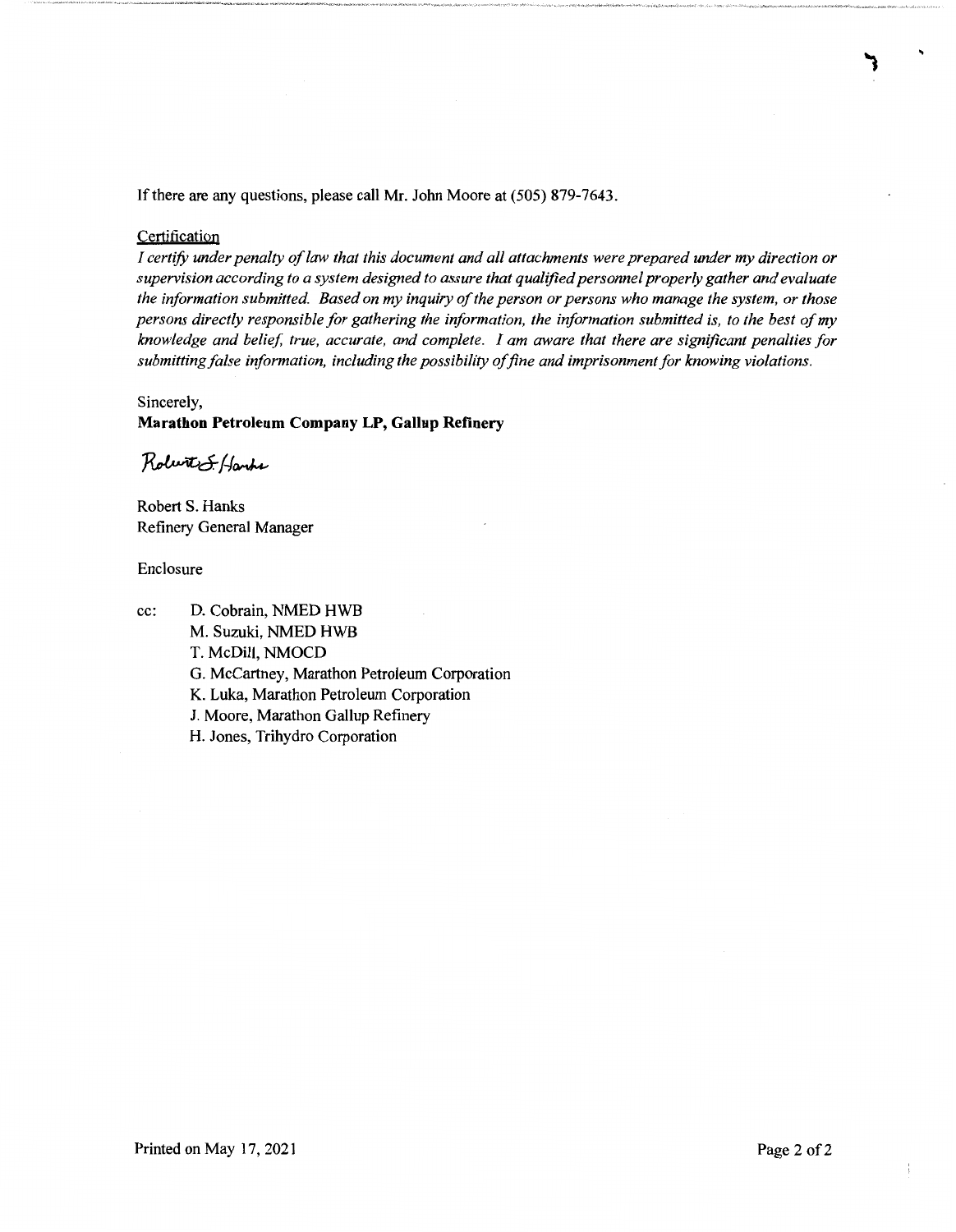If there are any questions, please call Mr. John Moore at (505) 879-7643.

Certification

*I certify under penalty of law that this document and all attachments were prepared under my direction or supervision according to a system designed to assure that qualified personnel properly gather and evaluate the information submitted. Based on my inquiry of the person or persons who manage the system, or those persons directly responsible for gathering the information, the information submitted is, to the best of my knowledge and belief, true, accurate, and complete. I am aware that there are significant penalties for submitting false information, including the possibility of fine and imprisonment for knowing violations.*

Sincerely,

**Marathon Petroleum Company LP, Gallup Refinery**

Robert S. Hanks

Robert S. Hanks
Refinery General Manager

Enclosure

cc: D. Cobrain, NMED HWB
M. Suzuki, NMED HWB
T. McDill, NMOCD
G. McCartney, Marathon Petroleum Corporation
K. Luka, Marathon Petroleum Corporation
J. Moore, Marathon Gallup Refinery
H. Jones, Trihydro Corporation

Printed on May 17, 2021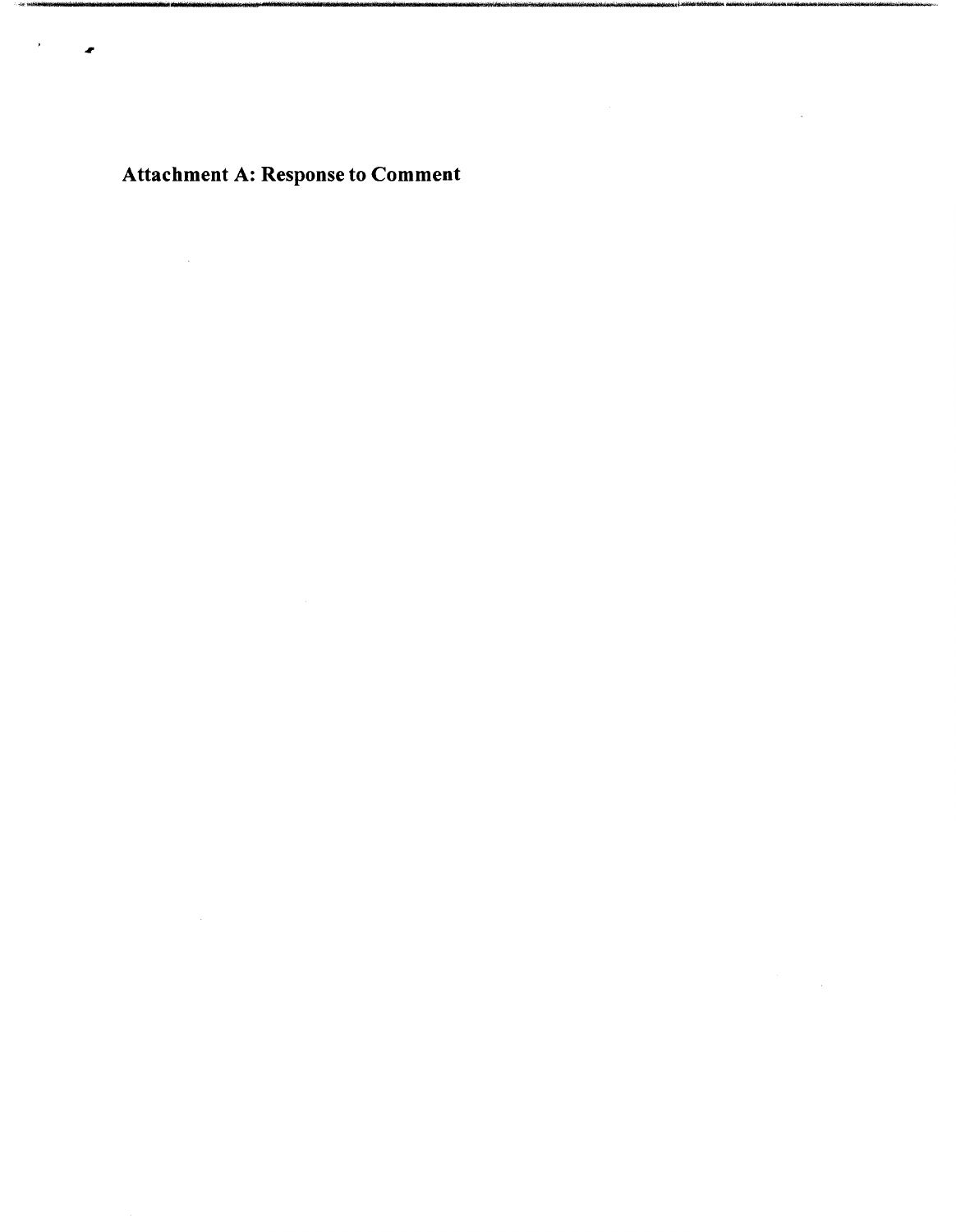# Attachment A: Response to Comment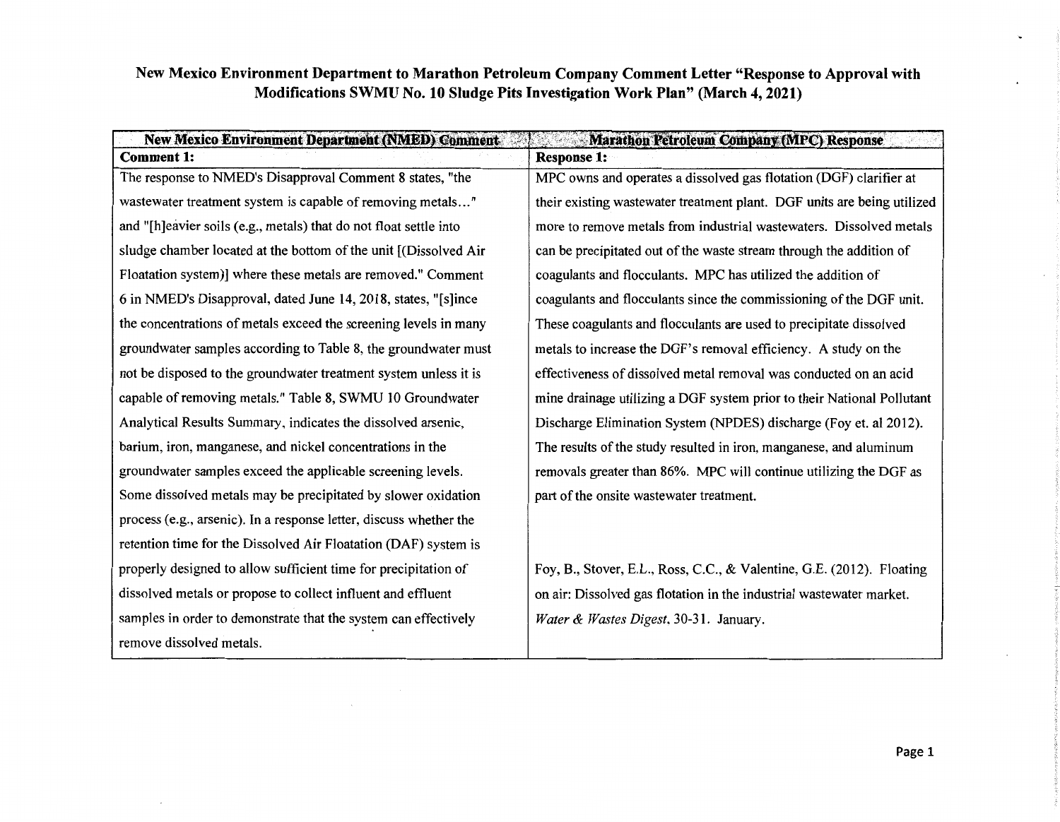# New Mexico Environment Department to Marathon Petroleum Company Comment Letter "Response to Approval with Modifications SWMU No. 10 Sludge Pits Investigation Work Plan" (March 4, 2021)

| New Mexico Environment Department (NMED) Comment | Marathon Petroleum Company (MPC) Response |
|---|---|
| **Comment 1:** | **Response 1:** |
| The response to NMED's Disapproval Comment 8 states, "the wastewater treatment system is capable of removing metals..." and "[h]eavier soils (e.g., metals) that do not float settle into sludge chamber located at the bottom of the unit [(Dissolved Air Floatation system)] where these metals are removed." Comment 6 in NMED's Disapproval, dated June 14, 2018, states, "[s]ince the concentrations of metals exceed the screening levels in many groundwater samples according to Table 8, the groundwater must not be disposed to the groundwater treatment system unless it is capable of removing metals." Table 8, SWMU 10 Groundwater Analytical Results Summary, indicates the dissolved arsenic, barium, iron, manganese, and nickel concentrations in the groundwater samples exceed the applicable screening levels. Some dissolved metals may be precipitated by slower oxidation process (e.g., arsenic). In a response letter, discuss whether the retention time for the Dissolved Air Floatation (DAF) system is properly designed to allow sufficient time for precipitation of dissolved metals or propose to collect influent and effluent samples in order to demonstrate that the system can effectively remove dissolved metals. | MPC owns and operates a dissolved gas flotation (DGF) clarifier at their existing wastewater treatment plant. DGF units are being utilized more to remove metals from industrial wastewaters. Dissolved metals can be precipitated out of the waste stream through the addition of coagulants and flocculants. MPC has utilized the addition of coagulants and flocculants since the commissioning of the DGF unit. These coagulants and flocculants are used to precipitate dissolved metals to increase the DGF's removal efficiency. A study on the effectiveness of dissolved metal removal was conducted on an acid mine drainage utilizing a DGF system prior to their National Pollutant Discharge Elimination System (NPDES) discharge (Foy et. al 2012). The results of the study resulted in iron, manganese, and aluminum removals greater than 86%. MPC will continue utilizing the DGF as part of the onsite wastewater treatment.<br><br>Foy, B., Stover, E.L., Ross, C.C., & Valentine, G.E. (2012). Floating on air: Dissolved gas flotation in the industrial wastewater market. *Water & Wastes Digest*, 30-31. January. |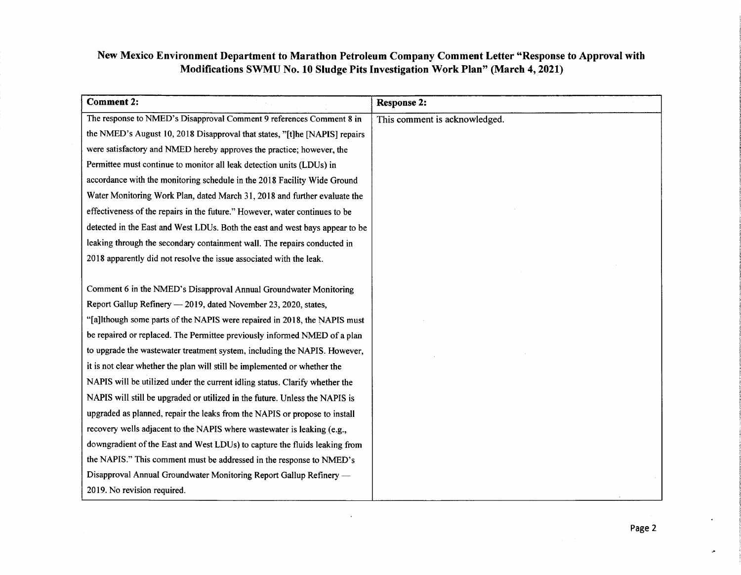# New Mexico Environment Department to Marathon Petroleum Company Comment Letter "Response to Approval with Modifications SWMU No. 10 Sludge Pits Investigation Work Plan" (March 4, 2021)

| **Comment 2:** | **Response 2:** |
|---|---|
| The response to NMED's Disapproval Comment 9 references Comment 8 in the NMED's August 10, 2018 Disapproval that states, "[t]he [NAPIS] repairs were satisfactory and NMED hereby approves the practice; however, the Permittee must continue to monitor all leak detection units (LDUs) in accordance with the monitoring schedule in the 2018 Facility Wide Ground Water Monitoring Work Plan, dated March 31, 2018 and further evaluate the effectiveness of the repairs in the future." However, water continues to be detected in the East and West LDUs. Both the east and west bays appear to be leaking through the secondary containment wall. The repairs conducted in 2018 apparently did not resolve the issue associated with the leak.<br><br>Comment 6 in the NMED's Disapproval Annual Groundwater Monitoring Report Gallup Refinery — 2019, dated November 23, 2020, states, "[a]lthough some parts of the NAPIS were repaired in 2018, the NAPIS must be repaired or replaced. The Permittee previously informed NMED of a plan to upgrade the wastewater treatment system, including the NAPIS. However, it is not clear whether the plan will still be implemented or whether the NAPIS will be utilized under the current idling status. Clarify whether the NAPIS will still be upgraded or utilized in the future. Unless the NAPIS is upgraded as planned, repair the leaks from the NAPIS or propose to install recovery wells adjacent to the NAPIS where wastewater is leaking (e.g., downgradient of the East and West LDUs) to capture the fluids leaking from the NAPIS." This comment must be addressed in the response to NMED's Disapproval Annual Groundwater Monitoring Report Gallup Refinery — 2019. No revision required. | This comment is acknowledged. |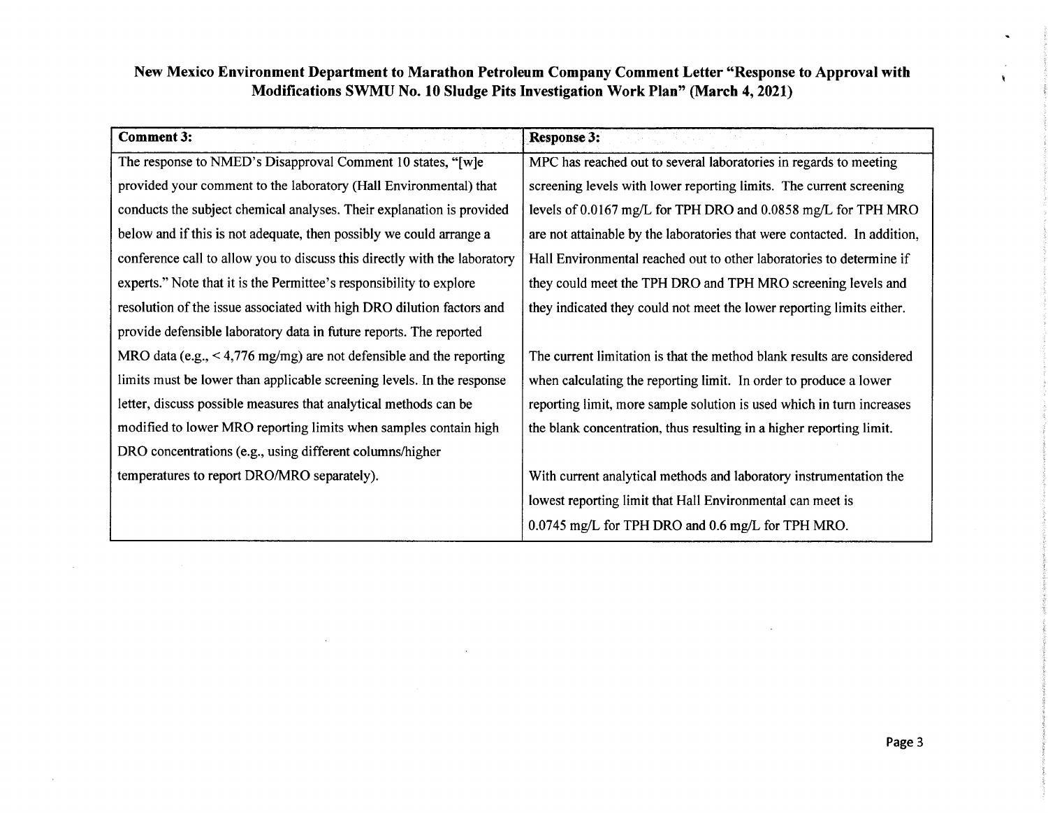**New Mexico Environment Department to Marathon Petroleum Company Comment Letter "Response to Approval with Modifications SWMU No. 10 Sludge Pits Investigation Work Plan" (March 4, 2021)**

| Comment 3: | Response 3: |
|---|---|
| The response to NMED's Disapproval Comment 10 states, "[w]e provided your comment to the laboratory (Hall Environmental) that conducts the subject chemical analyses. Their explanation is provided below and if this is not adequate, then possibly we could arrange a conference call to allow you to discuss this directly with the laboratory experts." Note that it is the Permittee's responsibility to explore resolution of the issue associated with high DRO dilution factors and provide defensible laboratory data in future reports. The reported MRO data (e.g., < 4,776 mg/mg) are not defensible and the reporting limits must be lower than applicable screening levels. In the response letter, discuss possible measures that analytical methods can be modified to lower MRO reporting limits when samples contain high DRO concentrations (e.g., using different columns/higher temperatures to report DRO/MRO separately). | MPC has reached out to several laboratories in regards to meeting screening levels with lower reporting limits. The current screening levels of 0.0167 mg/L for TPH DRO and 0.0858 mg/L for TPH MRO are not attainable by the laboratories that were contacted. In addition, Hall Environmental reached out to other laboratories to determine if they could meet the TPH DRO and TPH MRO screening levels and they indicated they could not meet the lower reporting limits either.<br><br>The current limitation is that the method blank results are considered when calculating the reporting limit. In order to produce a lower reporting limit, more sample solution is used which in turn increases the blank concentration, thus resulting in a higher reporting limit.<br><br>With current analytical methods and laboratory instrumentation the lowest reporting limit that Hall Environmental can meet is 0.0745 mg/L for TPH DRO and 0.6 mg/L for TPH MRO. |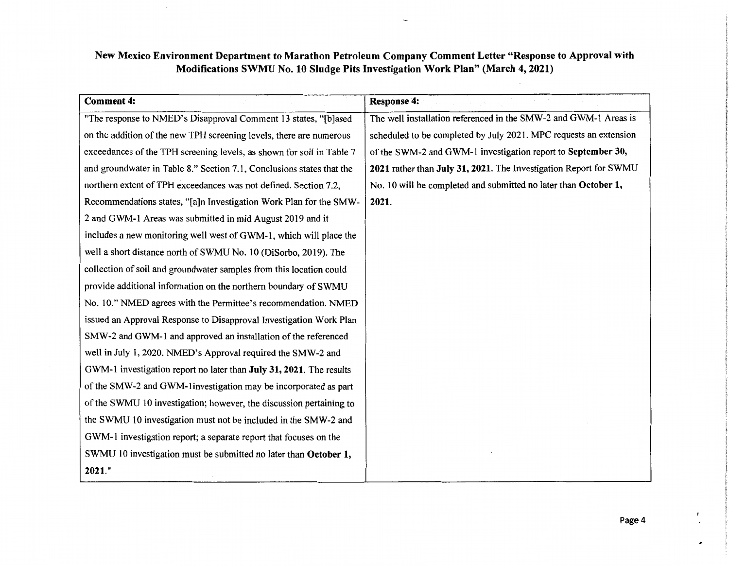**New Mexico Environment Department to Marathon Petroleum Company Comment Letter "Response to Approval with Modifications SWMU No. 10 Sludge Pits Investigation Work Plan" (March 4, 2021)**

| **Comment 4:** | **Response 4:** |
|---|---|
| "The response to NMED's Disapproval Comment 13 states, "[b]ased on the addition of the new TPH screening levels, there are numerous exceedances of the TPH screening levels, as shown for soil in Table 7 and groundwater in Table 8." Section 7.1, Conclusions states that the northern extent of TPH exceedances was not defined. Section 7.2, Recommendations states, "[a]n Investigation Work Plan for the SMW-2 and GWM-1 Areas was submitted in mid August 2019 and it includes a new monitoring well west of GWM-1, which will place the well a short distance north of SWMU No. 10 (DiSorbo, 2019). The collection of soil and groundwater samples from this location could provide additional information on the northern boundary of SWMU No. 10." NMED agrees with the Permittee's recommendation. NMED issued an Approval Response to Disapproval Investigation Work Plan SMW-2 and GWM-1 and approved an installation of the referenced well in July 1, 2020. NMED's Approval required the SMW-2 and GWM-1 investigation report no later than **July 31, 2021**. The results of the SMW-2 and GWM-1investigation may be incorporated as part of the SWMU 10 investigation; however, the discussion pertaining to the SWMU 10 investigation must not be included in the SMW-2 and GWM-1 investigation report; a separate report that focuses on the SWMU 10 investigation must be submitted no later than **October 1, 2021**." | The well installation referenced in the SMW-2 and GWM-1 Areas is scheduled to be completed by July 2021. MPC requests an extension of the SWM-2 and GWM-1 investigation report to **September 30, 2021** rather than **July 31, 2021.** The Investigation Report for SWMU No. 10 will be completed and submitted no later than **October 1, 2021.** |